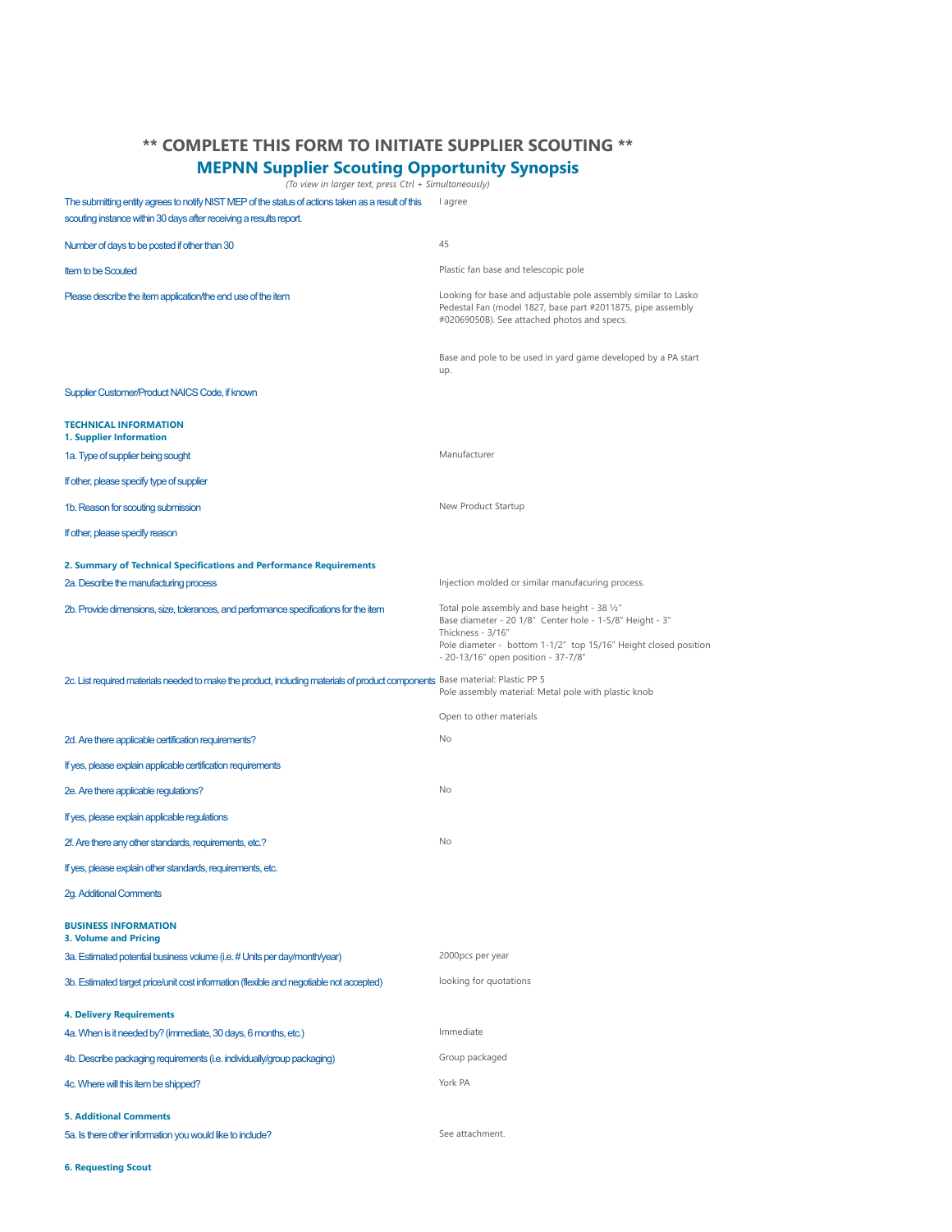# ** COMPLETE THIS FORM TO INITIATE SUPPLIER SCOUTING **

## MEPNN Supplier Scouting Opportunity Synopsis

*(To view in larger text, press Ctrl + Simultaneously)*

| | |
|---|---|
| The submitting entity agrees to notify NIST MEP of the status of actions taken as a result of this scouting instance within 30 days after receiving a results report. | I agree |
| Number of days to be posted if other than 30 | 45 |
| Item to be Scouted | Plastic fan base and telescopic pole |
| Please describe the item application/the end use of the item | Looking for base and adjustable pole assembly similar to Lasko Pedestal Fan (model 1827, base part #2011875, pipe assembly #02069050B). See attached photos and specs.<br><br>Base and pole to be used in yard game developed by a PA start up. |
| Supplier Customer/Product NAICS Code, if known | |

**TECHNICAL INFORMATION**

**1. Supplier Information**

| | |
|---|---|
| 1a. Type of supplier being sought | Manufacturer |
| If other, please specify type of supplier | |
| 1b. Reason for scouting submission | New Product Startup |
| If other, please specify reason | |

**2. Summary of Technical Specifications and Performance Requirements**

| | |
|---|---|
| 2a. Describe the manufacturing process | Injection molded or similar manufacuring process. |
| 2b. Provide dimensions, size, tolerances, and performance specifications for the item | Total pole assembly and base height - 38 ½"<br>Base diameter - 20 1/8" Center hole - 1-5/8" Height - 3"<br>Thickness - 3/16"<br>Pole diameter - bottom 1-1/2" top 15/16" Height closed position - 20-13/16" open position - 37-7/8" |
| 2c. List required materials needed to make the product, including materials of product components | Base material: Plastic PP 5<br>Pole assembly material: Metal pole with plastic knob<br><br>Open to other materials |
| 2d. Are there applicable certification requirements? | No |
| If yes, please explain applicable certification requirements | |
| 2e. Are there applicable regulations? | No |
| If yes, please explain applicable regulations | |
| 2f. Are there any other standards, requirements, etc.? | No |
| If yes, please explain other standards, requirements, etc. | |
| 2g. Additional Comments | |

**BUSINESS INFORMATION**

**3. Volume and Pricing**

| | |
|---|---|
| 3a. Estimated potential business volume (i.e. # Units per day/month/year) | 2000pcs per year |
| 3b. Estimated target price/unit cost information (flexible and negotiable not accepted) | looking for quotations |

**4. Delivery Requirements**

| | |
|---|---|
| 4a. When is it needed by? (immediate, 30 days, 6 months, etc.) | Immediate |
| 4b. Describe packaging requirements (i.e. individually/group packaging) | Group packaged |
| 4c. Where will this item be shipped? | York PA |

**5. Additional Comments**

| | |
|---|---|
| 5a. Is there other information you would like to include? | See attachment. |

**6. Requesting Scout**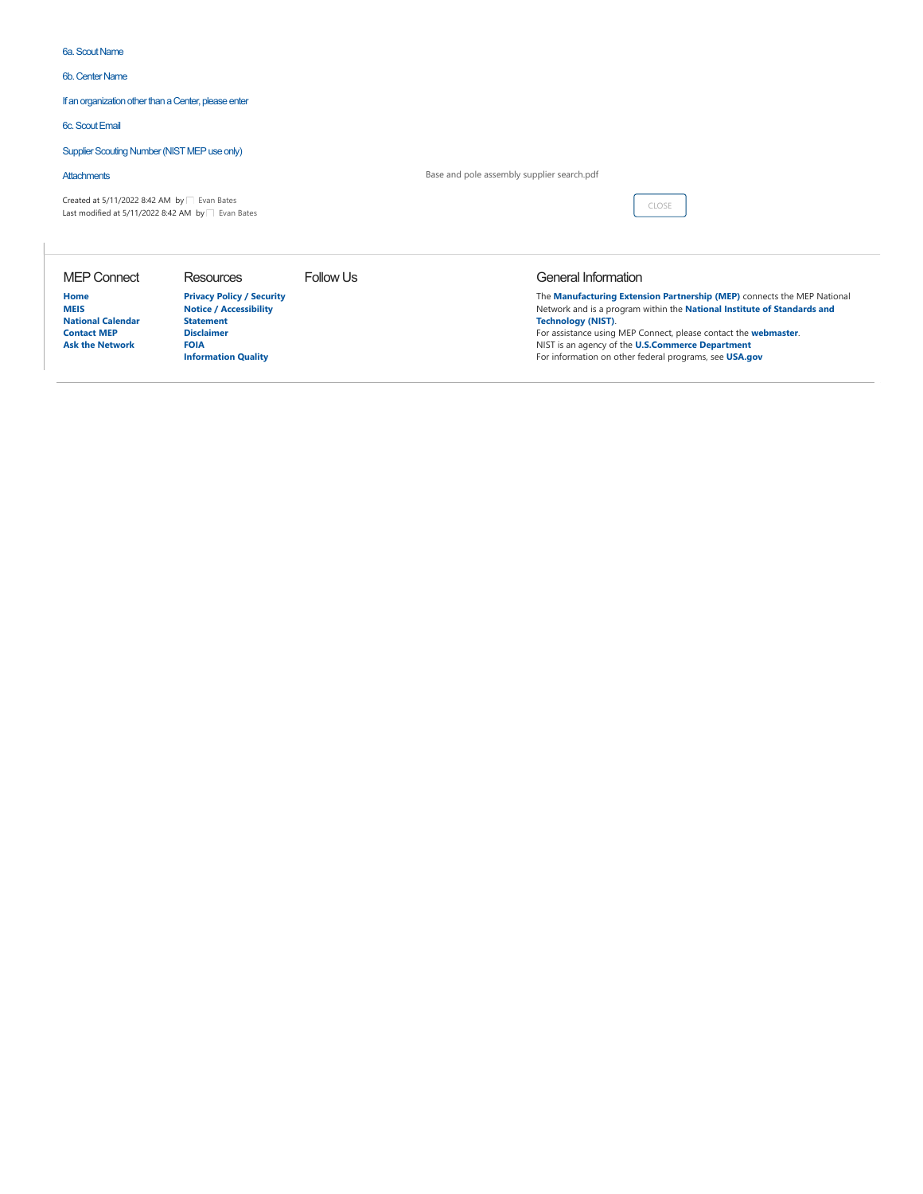6a. Scout Name

6b. Center Name

If an organization other than a Center, please enter

6c. Scout Email

Supplier Scouting Number (NIST MEP use only)

Attachments — Base and pole assembly supplier search.pdf

Created at 5/11/2022 8:42 AM by Evan Bates
Last modified at 5/11/2022 8:42 AM by Evan Bates

CLOSE

## MEP Connect

**Home**
**MEIS**
**National Calendar**
**Contact MEP**
**Ask the Network**

## Resources

**Privacy Policy / Security Notice / Accessibility Statement**
**Disclaimer**
**FOIA**
**Information Quality**

## Follow Us

## General Information

The **Manufacturing Extension Partnership (MEP)** connects the MEP National Network and is a program within the **National Institute of Standards and Technology (NIST)**.
For assistance using MEP Connect, please contact the **webmaster**.
NIST is an agency of the **U.S.Commerce Department**
For information on other federal programs, see **USA.gov**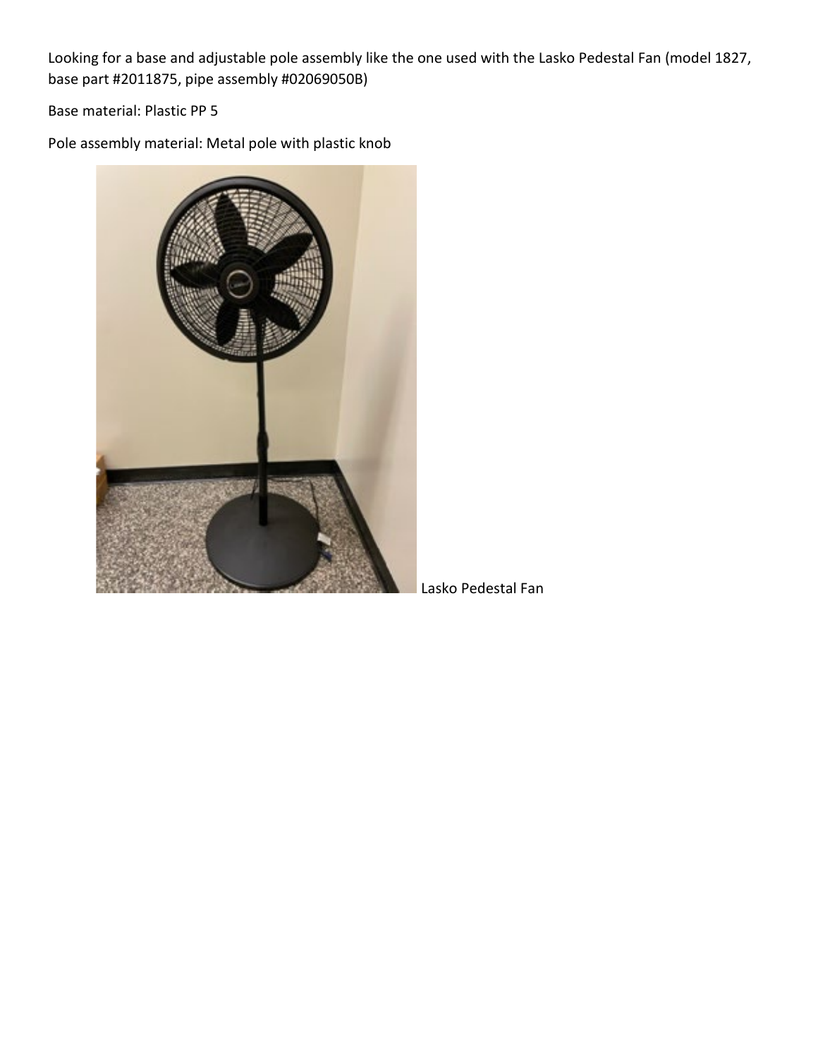Looking for a base and adjustable pole assembly like the one used with the Lasko Pedestal Fan (model 1827, base part #2011875, pipe assembly #02069050B)

Base material: Plastic PP 5

Pole assembly material: Metal pole with plastic knob

Lasko Pedestal Fan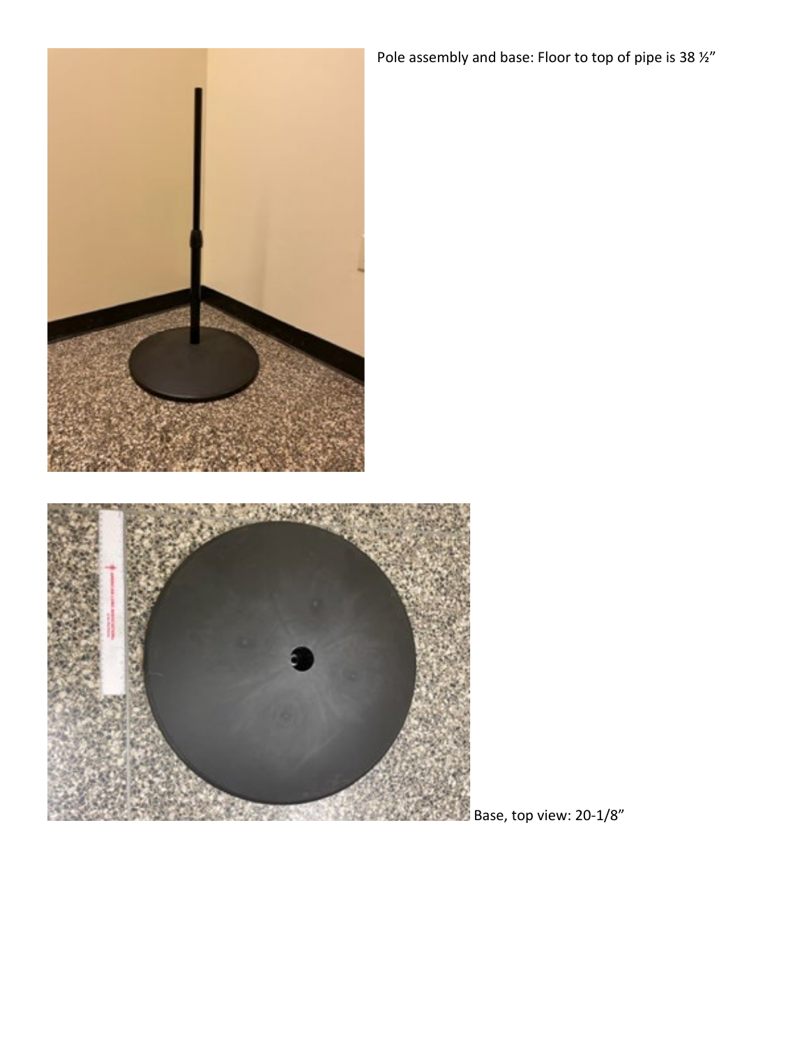Pole assembly and base: Floor to top of pipe is 38 ½"

Base, top view: 20-1/8"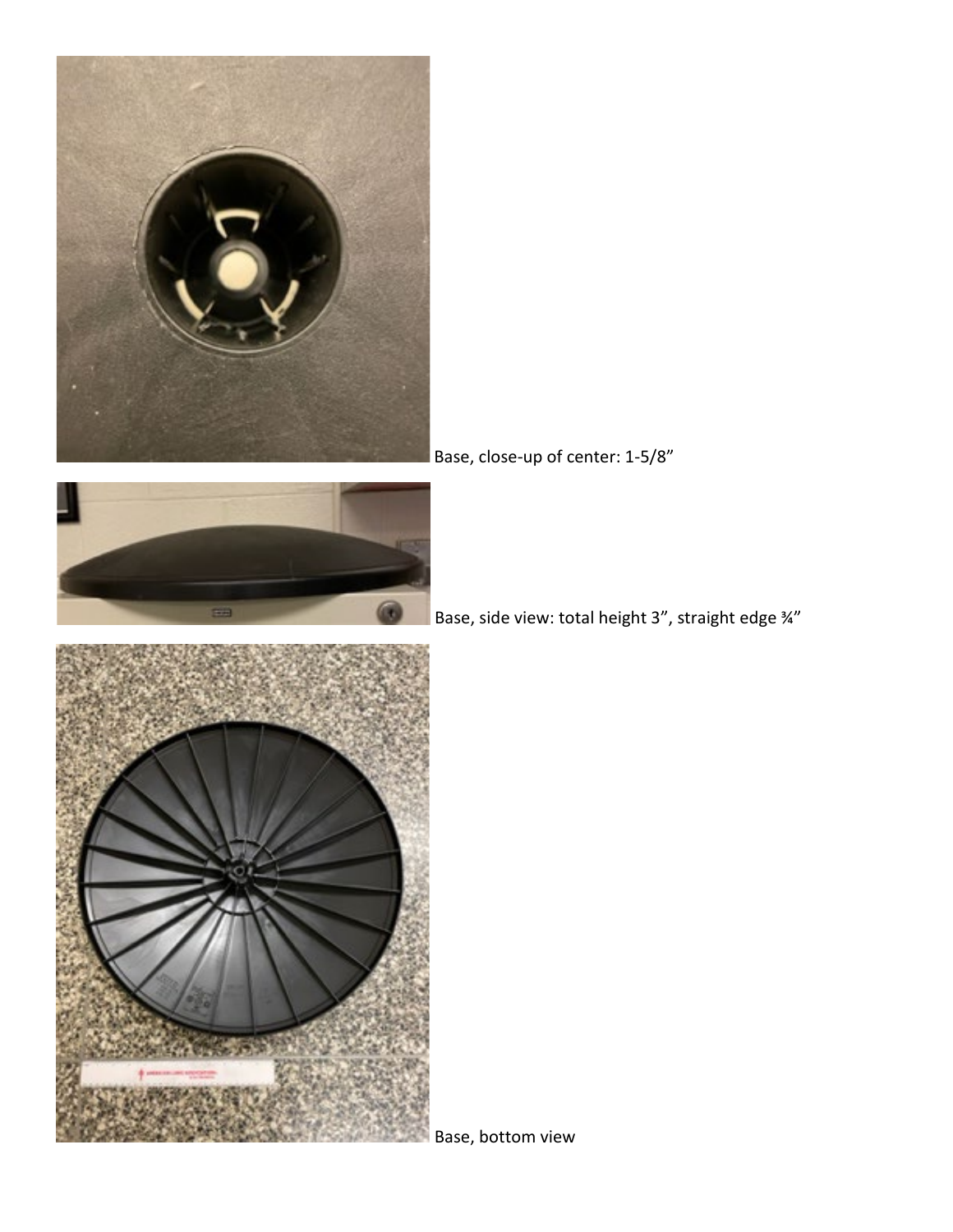Base, close-up of center: 1-5/8”

Base, side view: total height 3”, straight edge ¾”

Base, bottom view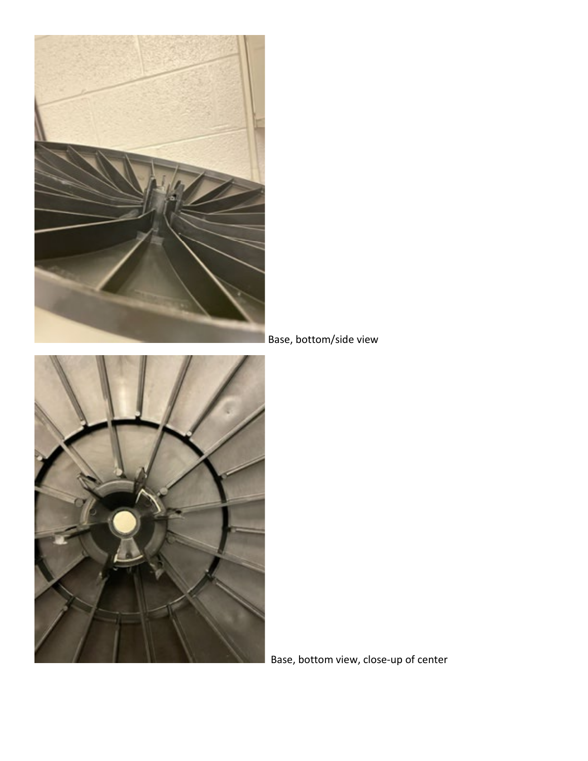Base, bottom/side view

Base, bottom view, close-up of center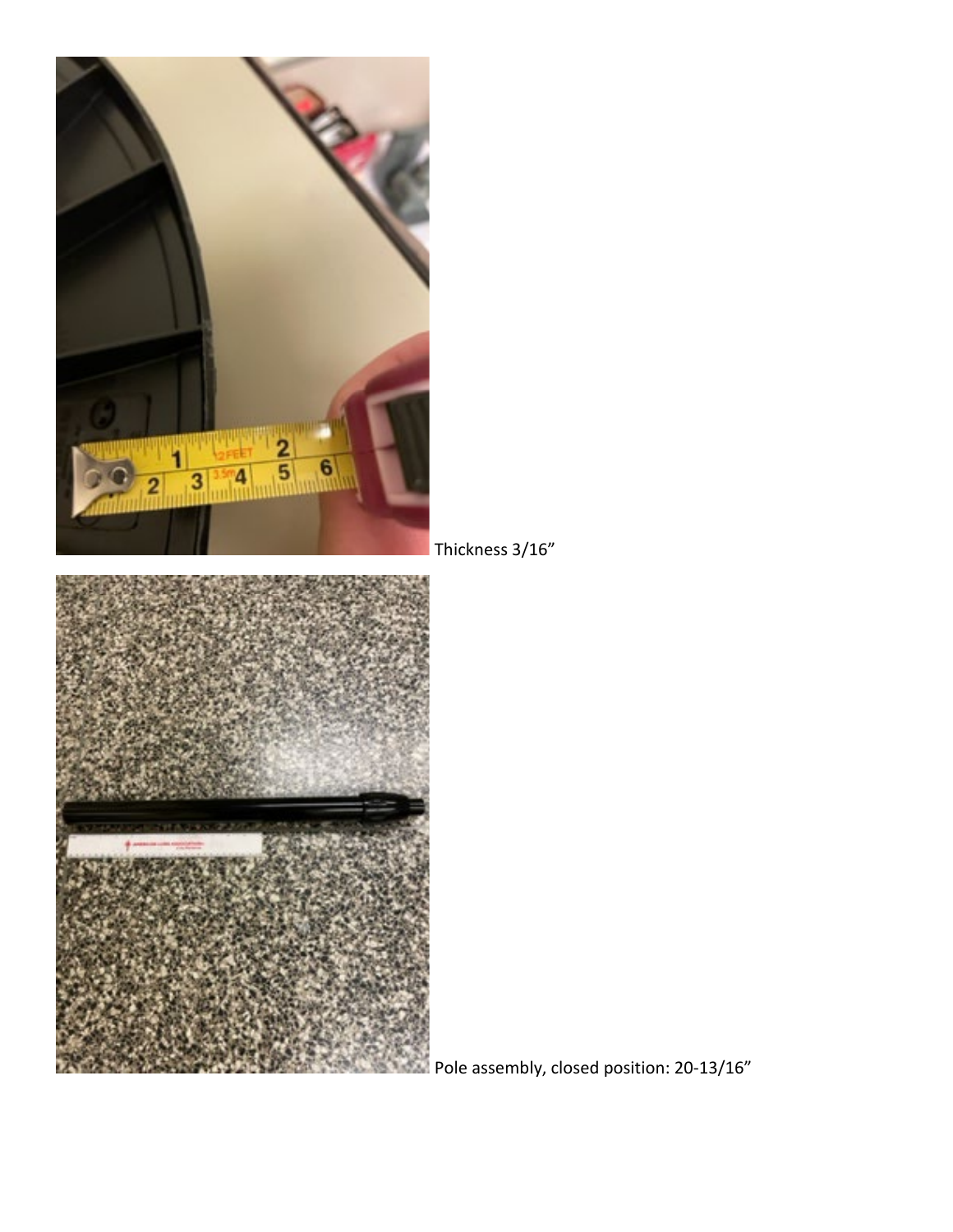Thickness 3/16”

Pole assembly, closed position: 20-13/16”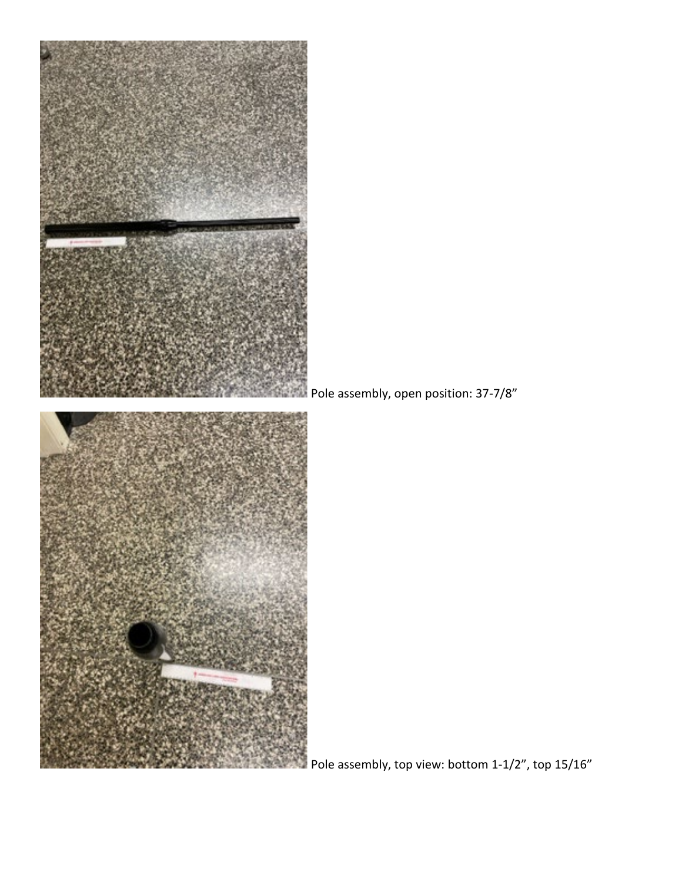Pole assembly, open position: 37-7/8”

Pole assembly, top view: bottom 1-1/2”, top 15/16”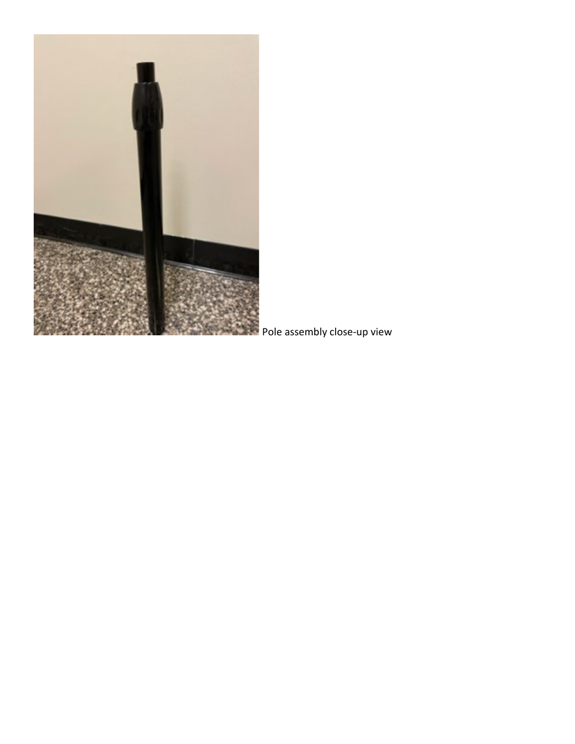Pole assembly close-up view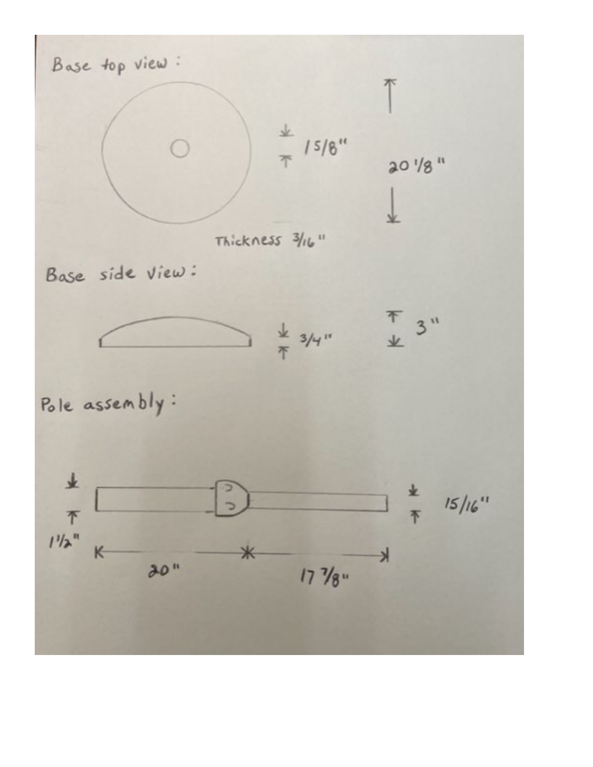Base top view:

1 5/8"

20 1/8"

Thickness 3/16"

Base side view:

3/4"

3"

Pole assembly:

1 1/2"

15/16"

20"

17 7/8"